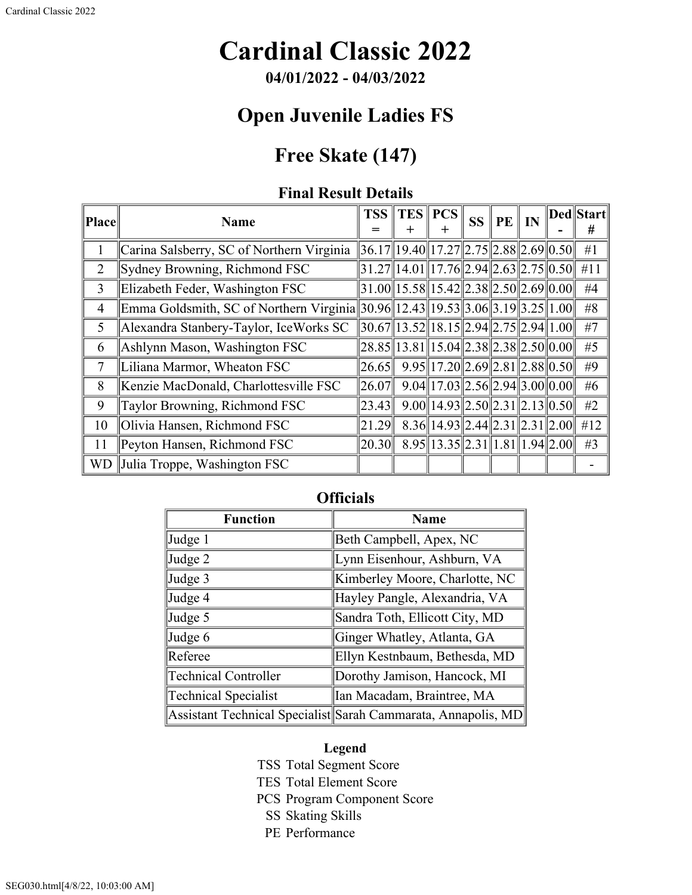# Cardinal Classic 2022

**04/01/2022 - 04/03/2022**

## Open Juvenile Ladies FS

## Free Skate (147)

### Final Result Details

| Place | Name | TSS = | TES + | PCS + | SS | PE | IN | Ded - | Start # |
|---|---|---|---|---|---|---|---|---|---|
| 1 | Carina Salsberry, SC of Northern Virginia | 36.17 | 19.40 | 17.27 | 2.75 | 2.88 | 2.69 | 0.50 | #1 |
| 2 | Sydney Browning, Richmond FSC | 31.27 | 14.01 | 17.76 | 2.94 | 2.63 | 2.75 | 0.50 | #11 |
| 3 | Elizabeth Feder, Washington FSC | 31.00 | 15.58 | 15.42 | 2.38 | 2.50 | 2.69 | 0.00 | #4 |
| 4 | Emma Goldsmith, SC of Northern Virginia | 30.96 | 12.43 | 19.53 | 3.06 | 3.19 | 3.25 | 1.00 | #8 |
| 5 | Alexandra Stanbery-Taylor, IceWorks SC | 30.67 | 13.52 | 18.15 | 2.94 | 2.75 | 2.94 | 1.00 | #7 |
| 6 | Ashlynn Mason, Washington FSC | 28.85 | 13.81 | 15.04 | 2.38 | 2.38 | 2.50 | 0.00 | #5 |
| 7 | Liliana Marmor, Wheaton FSC | 26.65 | 9.95 | 17.20 | 2.69 | 2.81 | 2.88 | 0.50 | #9 |
| 8 | Kenzie MacDonald, Charlottesville FSC | 26.07 | 9.04 | 17.03 | 2.56 | 2.94 | 3.00 | 0.00 | #6 |
| 9 | Taylor Browning, Richmond FSC | 23.43 | 9.00 | 14.93 | 2.50 | 2.31 | 2.13 | 0.50 | #2 |
| 10 | Olivia Hansen, Richmond FSC | 21.29 | 8.36 | 14.93 | 2.44 | 2.31 | 2.31 | 2.00 | #12 |
| 11 | Peyton Hansen, Richmond FSC | 20.30 | 8.95 | 13.35 | 2.31 | 1.81 | 1.94 | 2.00 | #3 |
| WD | Julia Troppe, Washington FSC | | | | | | | | - |

### Officials

| Function | Name |
|---|---|
| Judge 1 | Beth Campbell, Apex, NC |
| Judge 2 | Lynn Eisenhour, Ashburn, VA |
| Judge 3 | Kimberley Moore, Charlotte, NC |
| Judge 4 | Hayley Pangle, Alexandria, VA |
| Judge 5 | Sandra Toth, Ellicott City, MD |
| Judge 6 | Ginger Whatley, Atlanta, GA |
| Referee | Ellyn Kestnbaum, Bethesda, MD |
| Technical Controller | Dorothy Jamison, Hancock, MI |
| Technical Specialist | Ian Macadam, Braintree, MA |
| Assistant Technical Specialist | Sarah Cammarata, Annapolis, MD |

**Legend**

TSS Total Segment Score
TES Total Element Score
PCS Program Component Score
SS Skating Skills
PE Performance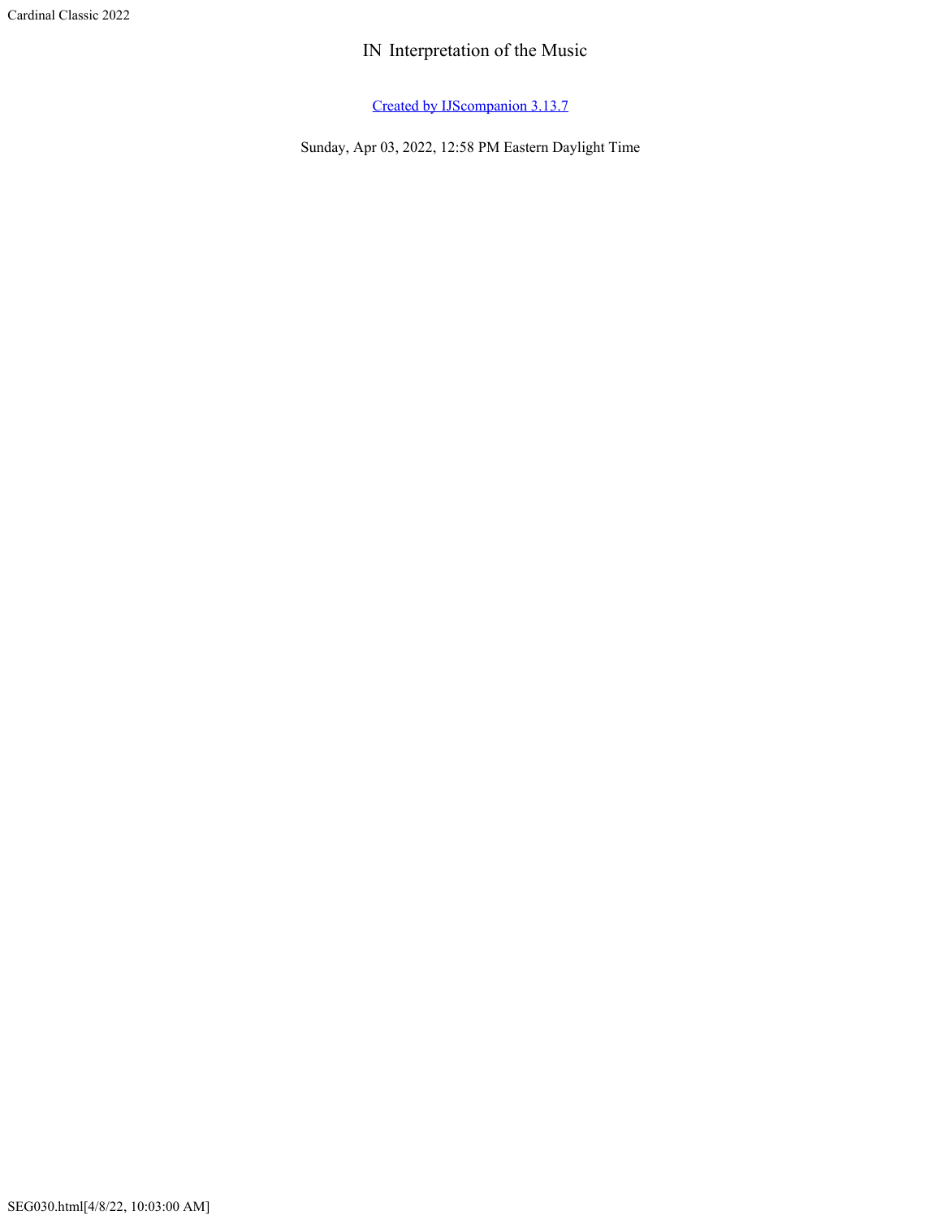IN Interpretation of the Music

[Created by IJScompanion 3.13.7]

Sunday, Apr 03, 2022, 12:58 PM Eastern Daylight Time